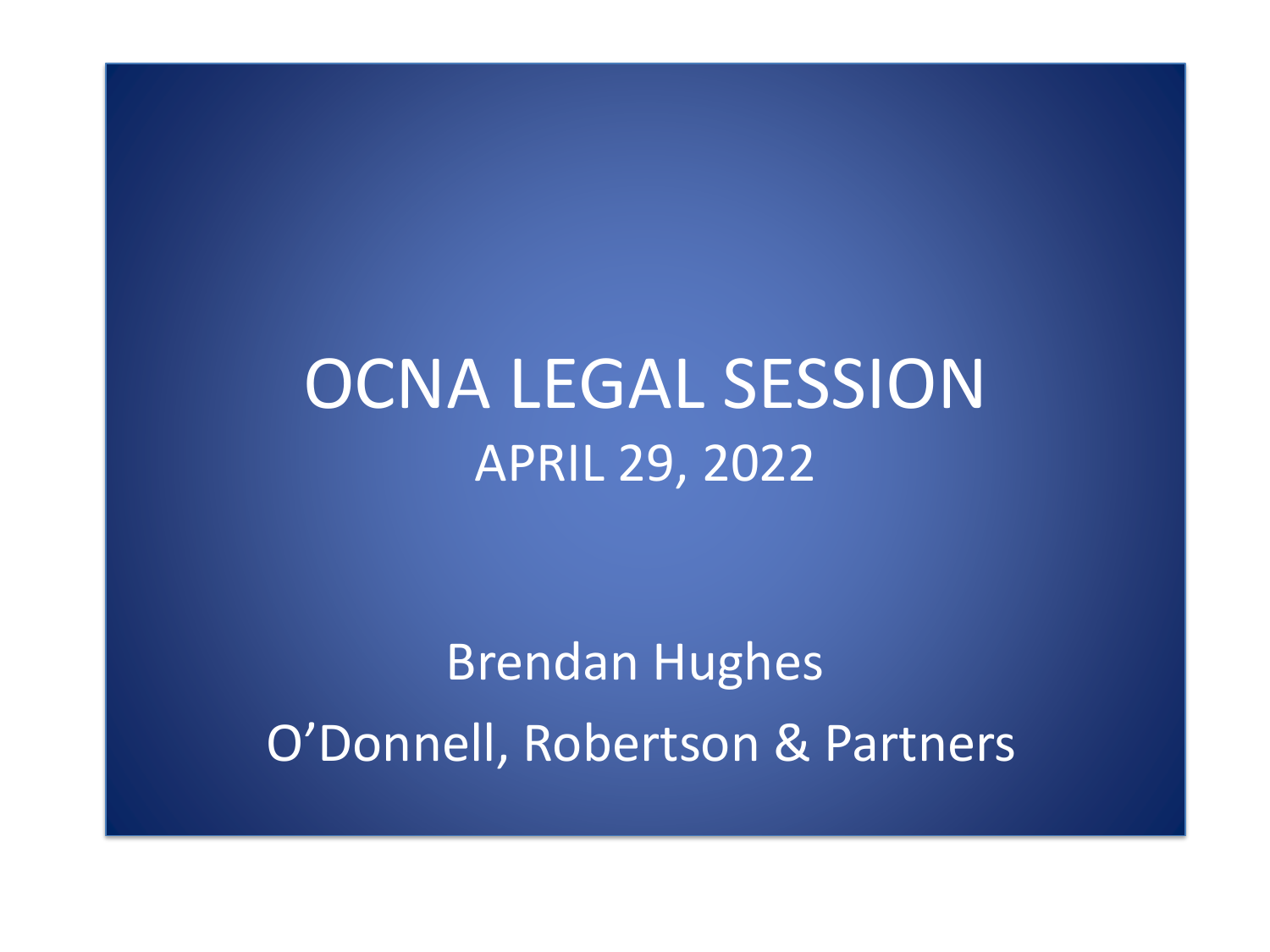# OCNA LEGAL SESSION

## APRIL 29, 2022

Brendan Hughes

O'Donnell, Robertson & Partners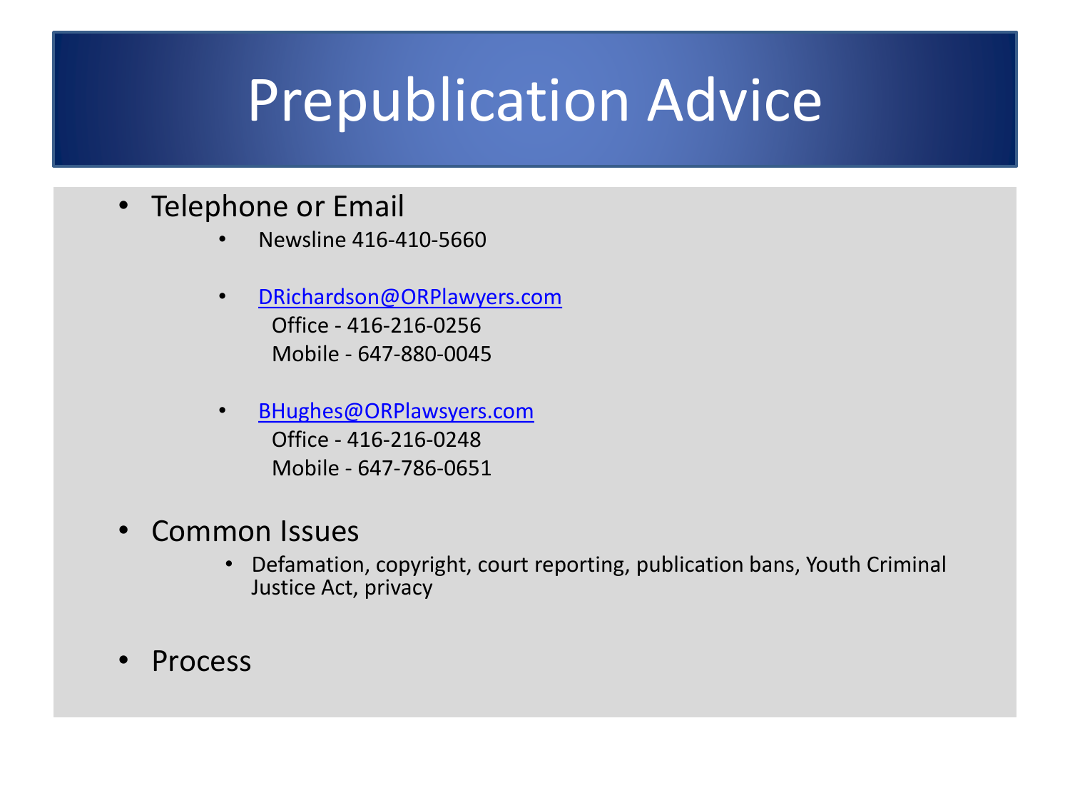# Prepublication Advice

- Telephone or Email
  - Newsline 416-410-5660
  - DRichardson@ORPlawyers.com
    Office - 416-216-0256
    Mobile - 647-880-0045
  - BHughes@ORPlawsyers.com
    Office - 416-216-0248
    Mobile - 647-786-0651
- Common Issues
  - Defamation, copyright, court reporting, publication bans, Youth Criminal Justice Act, privacy
- Process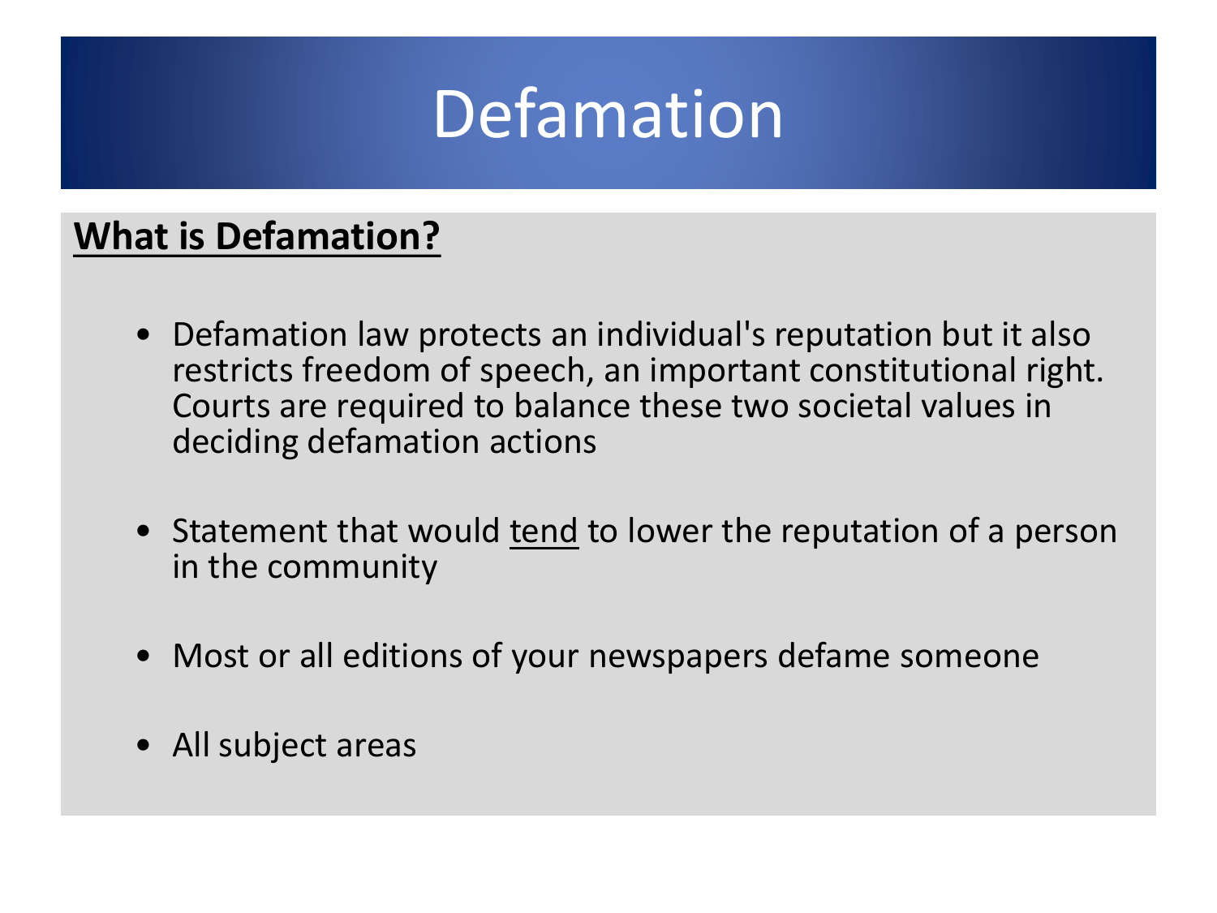# Defamation

**<u>What is Defamation?</u>**

- Defamation law protects an individual's reputation but it also restricts freedom of speech, an important constitutional right. Courts are required to balance these two societal values in deciding defamation actions
- Statement that would <u>tend</u> to lower the reputation of a person in the community
- Most or all editions of your newspapers defame someone
- All subject areas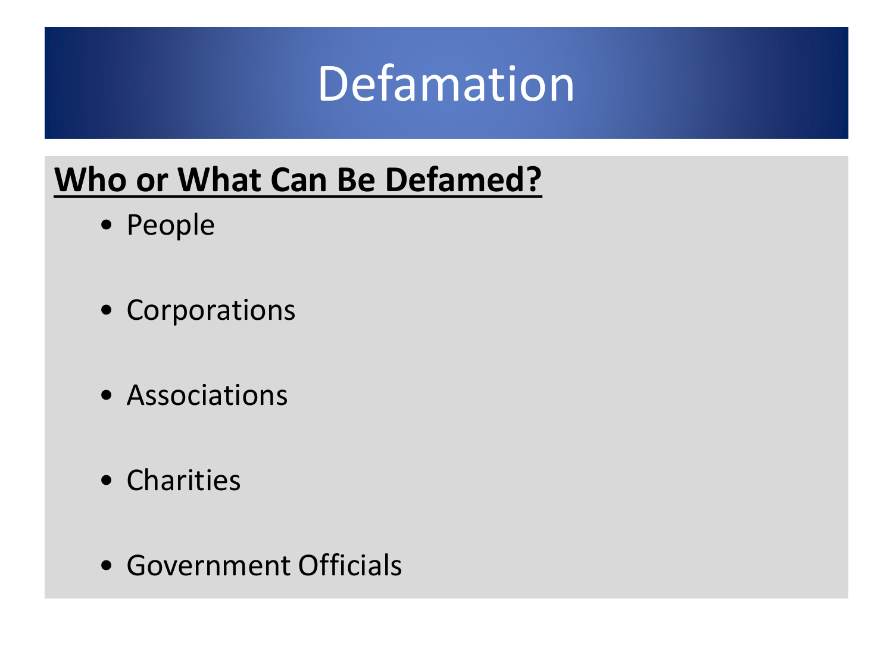# Defamation

## **Who or What Can Be Defamed?**

- People
- Corporations
- Associations
- Charities
- Government Officials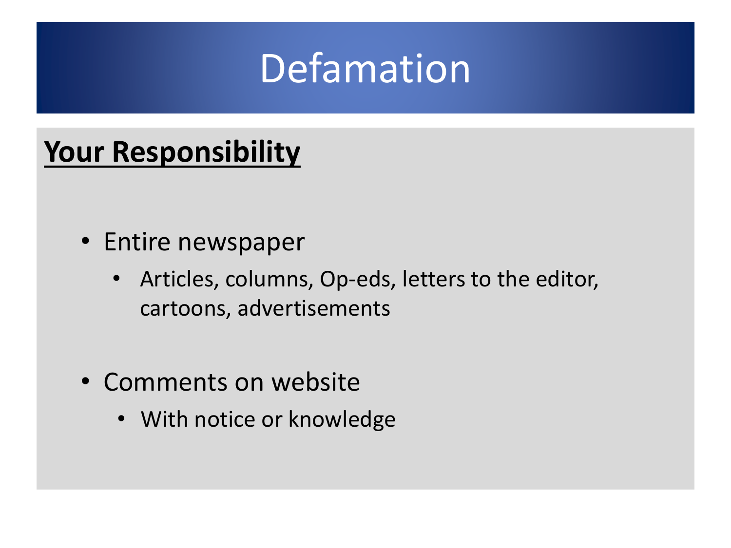# Defamation

**Your Responsibility**

- Entire newspaper
  - Articles, columns, Op-eds, letters to the editor, cartoons, advertisements
- Comments on website
  - With notice or knowledge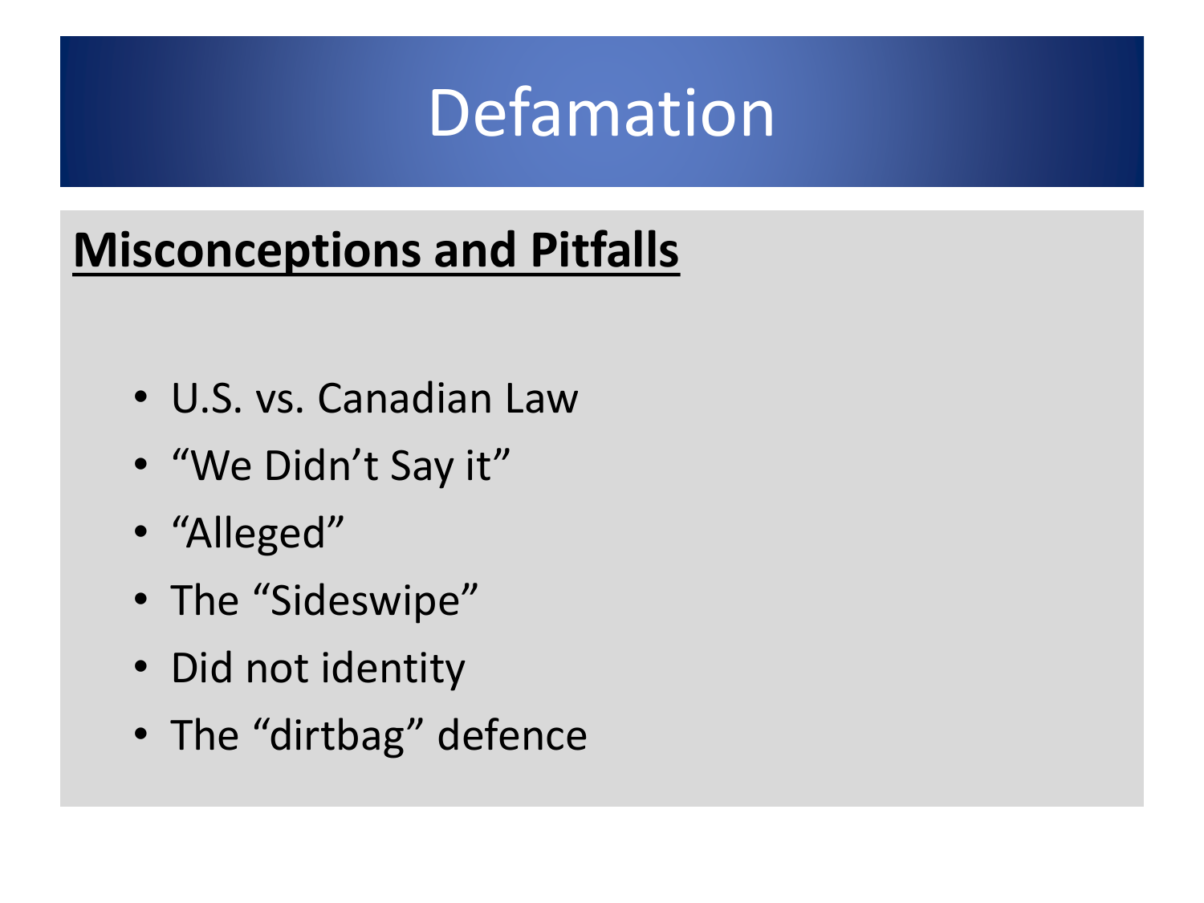# Defamation

**Misconceptions and Pitfalls**

- U.S. vs. Canadian Law
- "We Didn't Say it"
- "Alleged"
- The "Sideswipe"
- Did not identity
- The "dirtbag" defence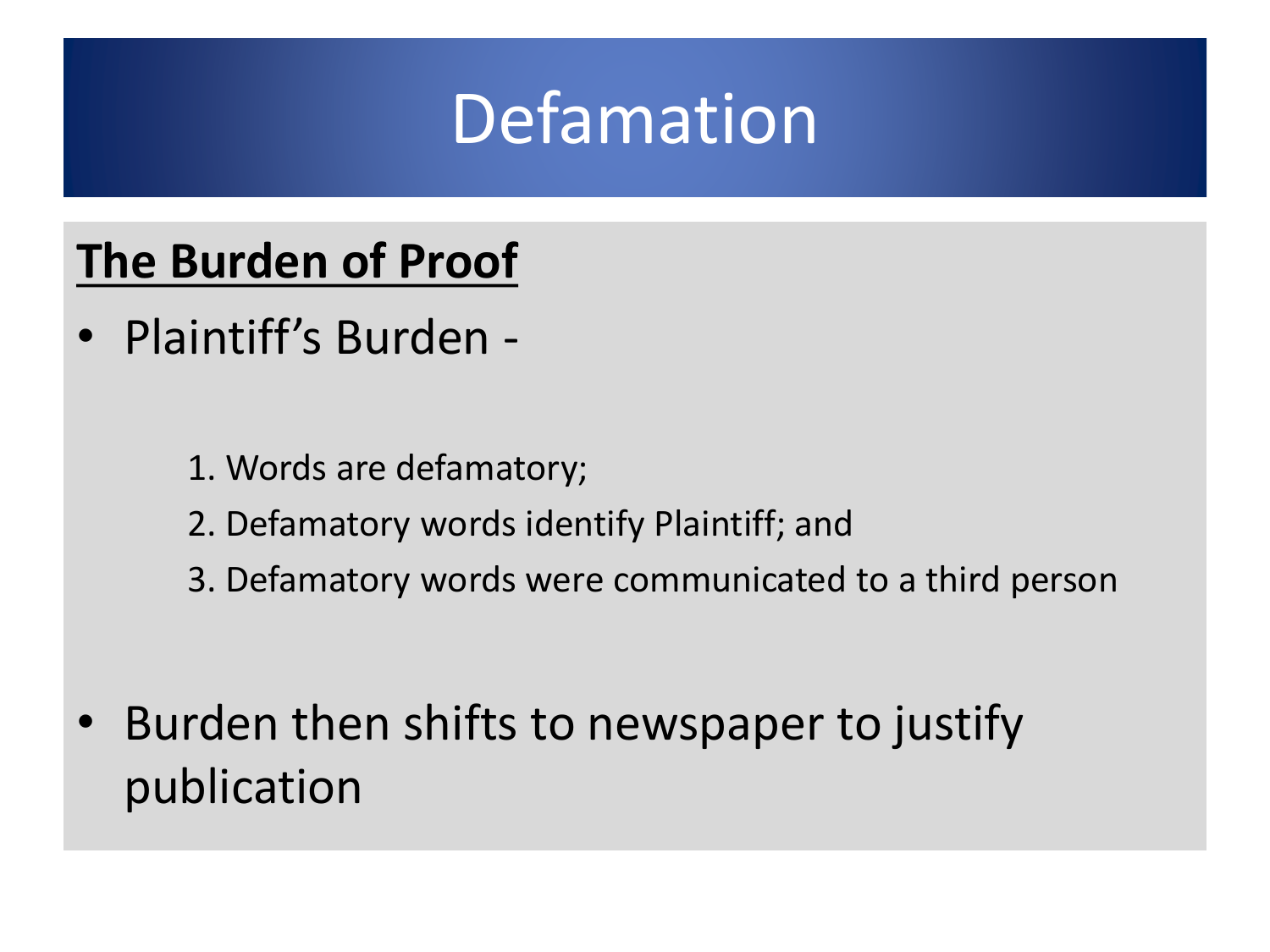# Defamation

**The Burden of Proof**

- Plaintiff's Burden -

  1. Words are defamatory;
  2. Defamatory words identify Plaintiff; and
  3. Defamatory words were communicated to a third person

- Burden then shifts to newspaper to justify publication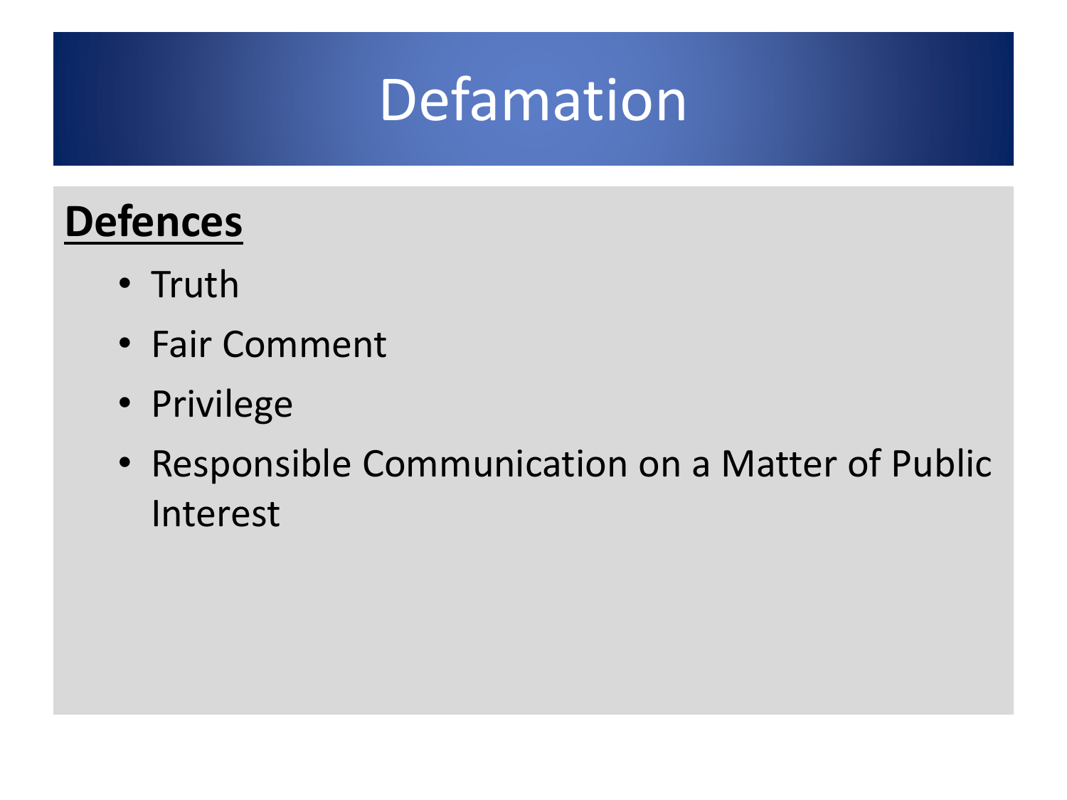# Defamation

**Defences**

- Truth
- Fair Comment
- Privilege
- Responsible Communication on a Matter of Public Interest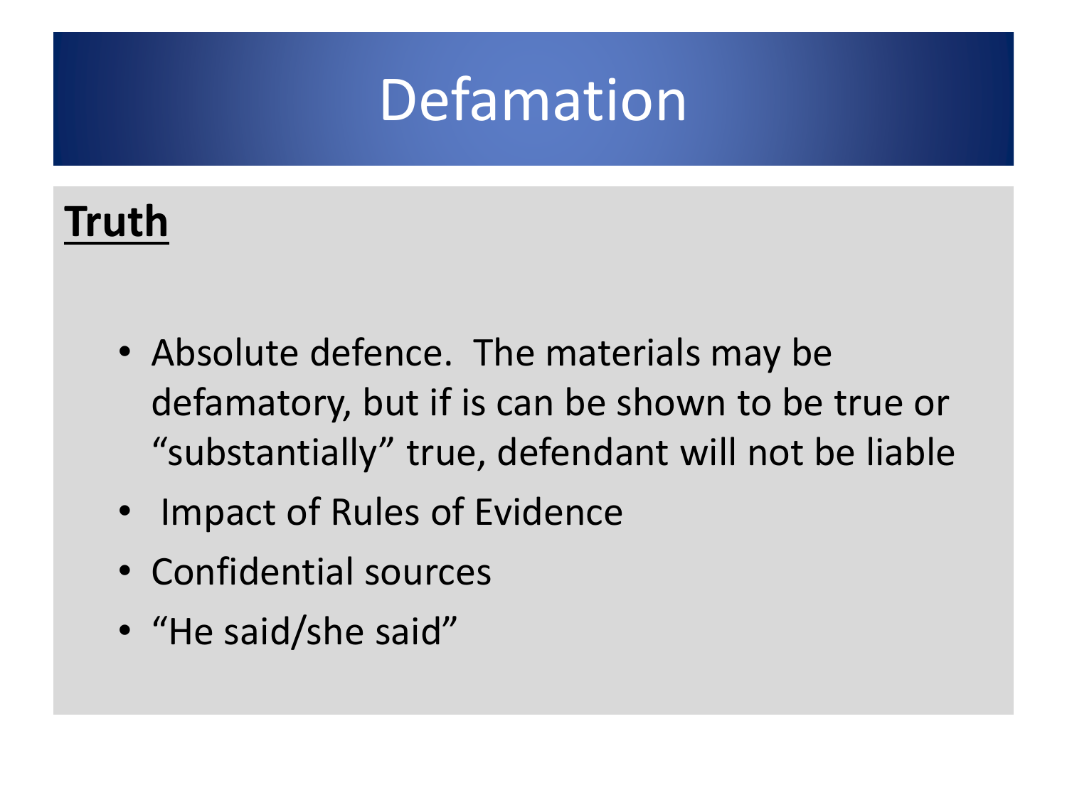# Defamation

**Truth**

- Absolute defence. The materials may be defamatory, but if is can be shown to be true or "substantially" true, defendant will not be liable
- Impact of Rules of Evidence
- Confidential sources
- "He said/she said"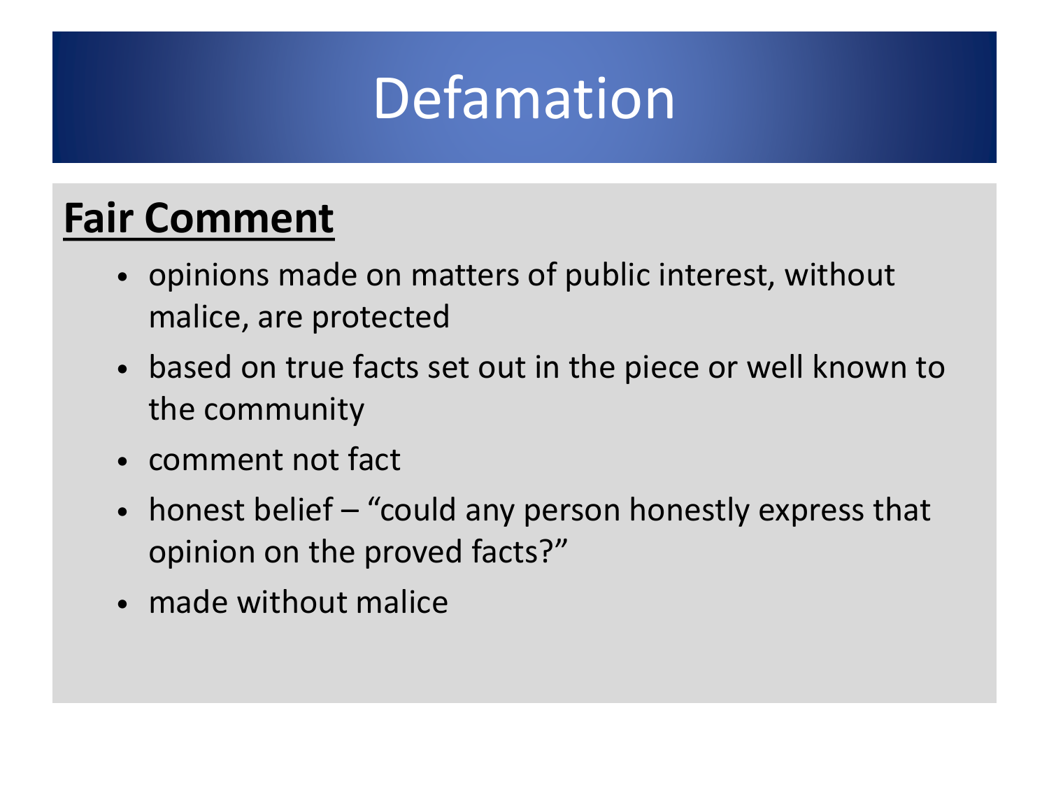# Defamation

## Fair Comment

- opinions made on matters of public interest, without malice, are protected
- based on true facts set out in the piece or well known to the community
- comment not fact
- honest belief – "could any person honestly express that opinion on the proved facts?"
- made without malice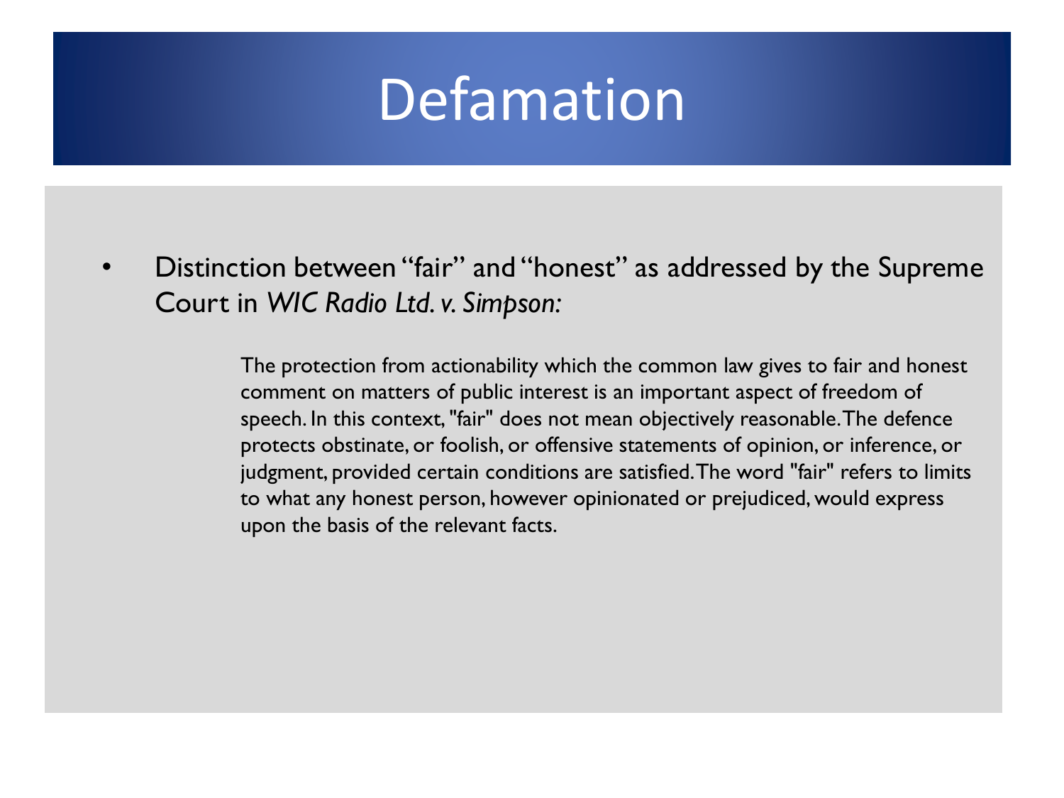# Defamation

- Distinction between "fair" and "honest" as addressed by the Supreme Court in *WIC Radio Ltd. v. Simpson:*

> The protection from actionability which the common law gives to fair and honest comment on matters of public interest is an important aspect of freedom of speech. In this context, "fair" does not mean objectively reasonable. The defence protects obstinate, or foolish, or offensive statements of opinion, or inference, or judgment, provided certain conditions are satisfied. The word "fair" refers to limits to what any honest person, however opinionated or prejudiced, would express upon the basis of the relevant facts.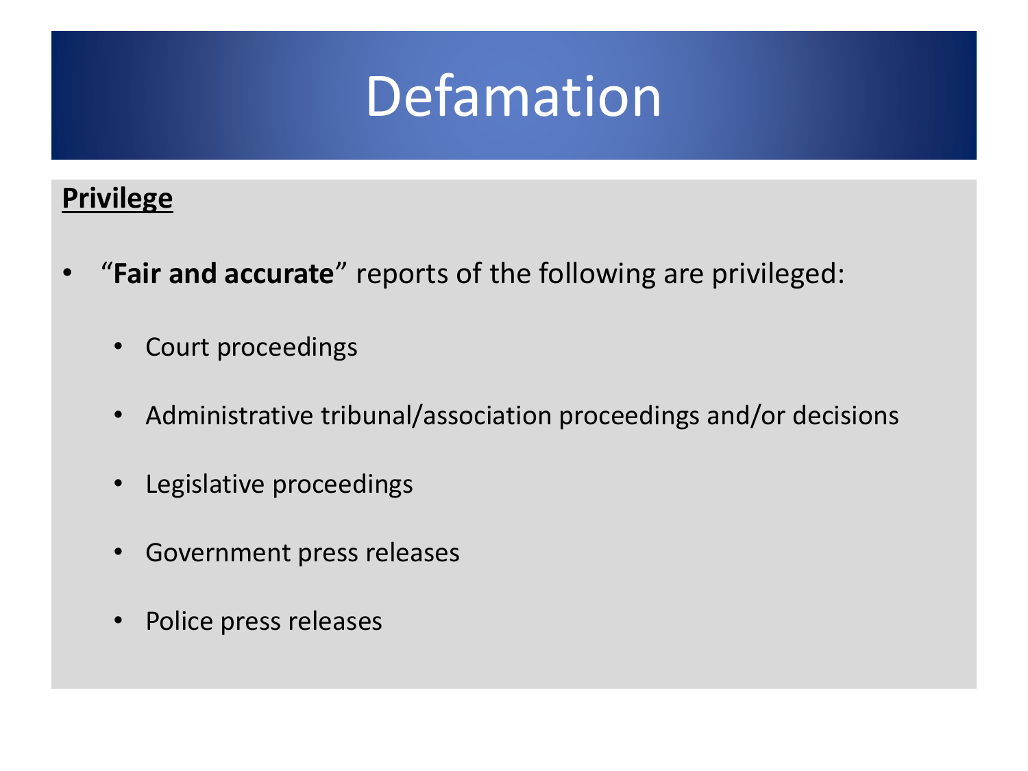# Defamation

**Privilege**

- "**Fair and accurate**" reports of the following are privileged:
  - Court proceedings
  - Administrative tribunal/association proceedings and/or decisions
  - Legislative proceedings
  - Government press releases
  - Police press releases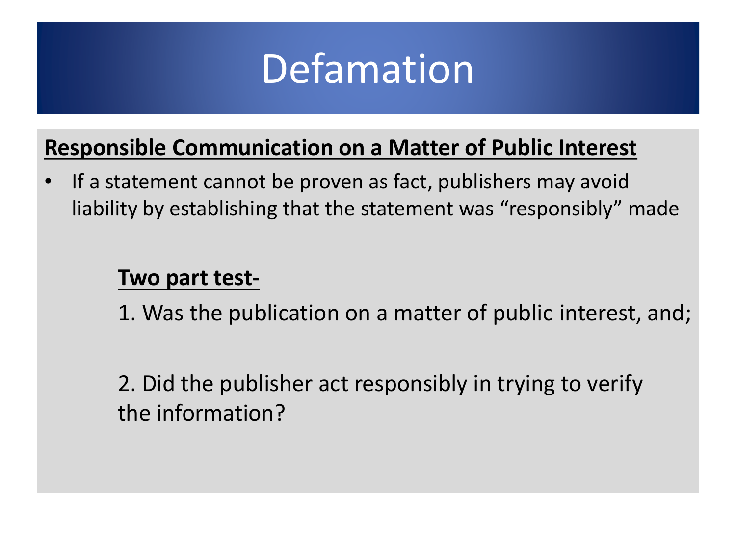# Defamation

**Responsible Communication on a Matter of Public Interest**

- If a statement cannot be proven as fact, publishers may avoid liability by establishing that the statement was "responsibly" made

**Two part test-**

1. Was the publication on a matter of public interest, and;

2. Did the publisher act responsibly in trying to verify the information?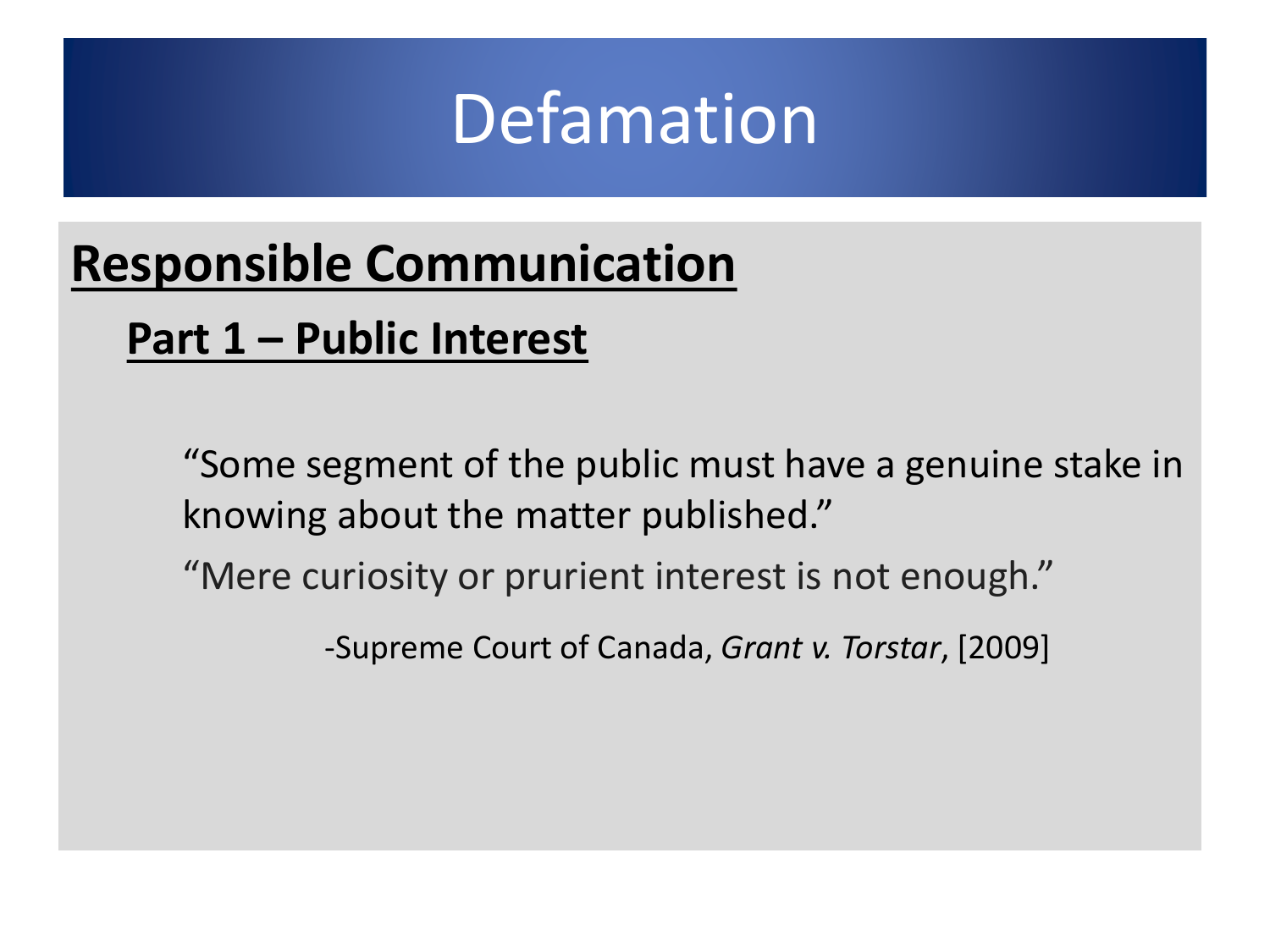# Defamation

## Responsible Communication

### Part 1 – Public Interest

"Some segment of the public must have a genuine stake in knowing about the matter published."

"Mere curiosity or prurient interest is not enough."

-Supreme Court of Canada, *Grant v. Torstar*, [2009]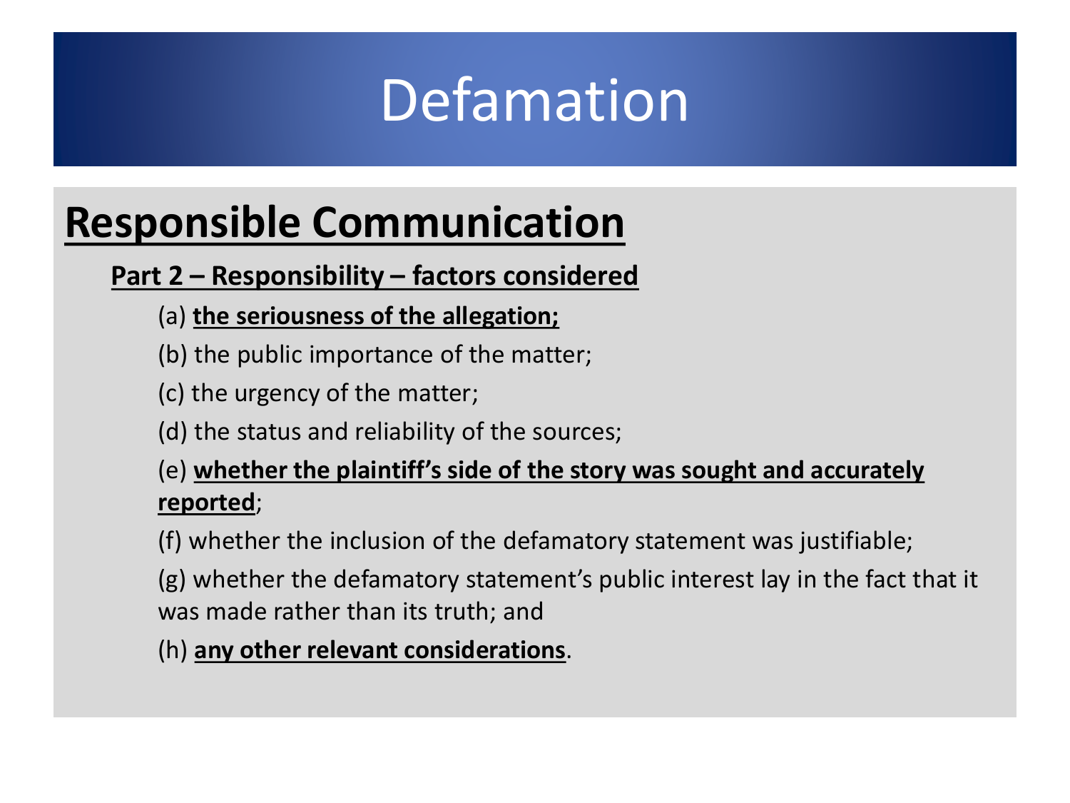# Defamation

## Responsible Communication

**Part 2 – Responsibility – factors considered**

(a) **the seriousness of the allegation;**

(b) the public importance of the matter;

(c) the urgency of the matter;

(d) the status and reliability of the sources;

(e) **whether the plaintiff's side of the story was sought and accurately reported**;

(f) whether the inclusion of the defamatory statement was justifiable;

(g) whether the defamatory statement's public interest lay in the fact that it was made rather than its truth; and

(h) **any other relevant considerations**.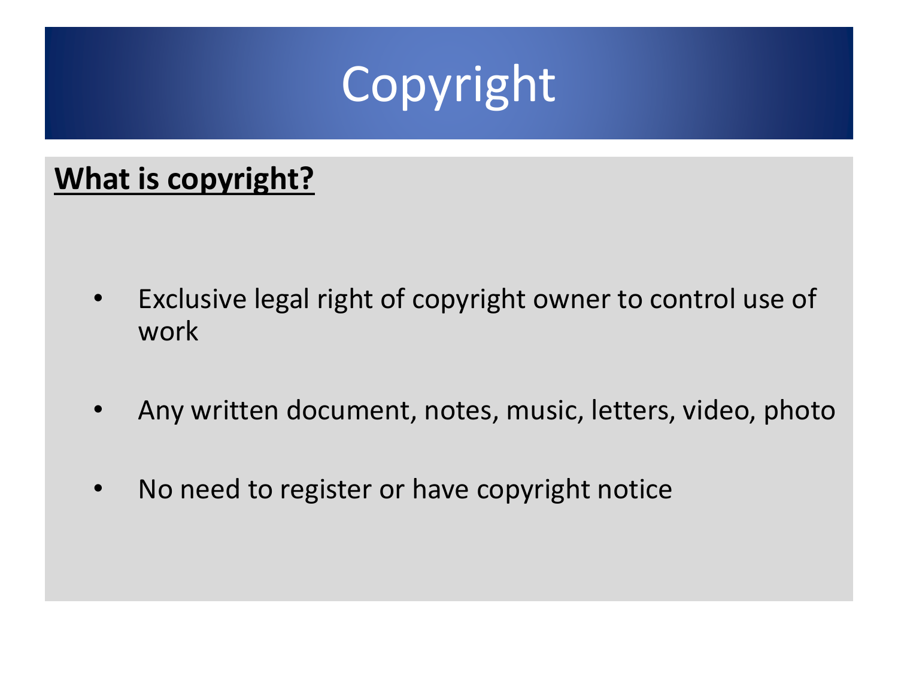# Copyright

**<u>What is copyright?</u>**

- Exclusive legal right of copyright owner to control use of work
- Any written document, notes, music, letters, video, photo
- No need to register or have copyright notice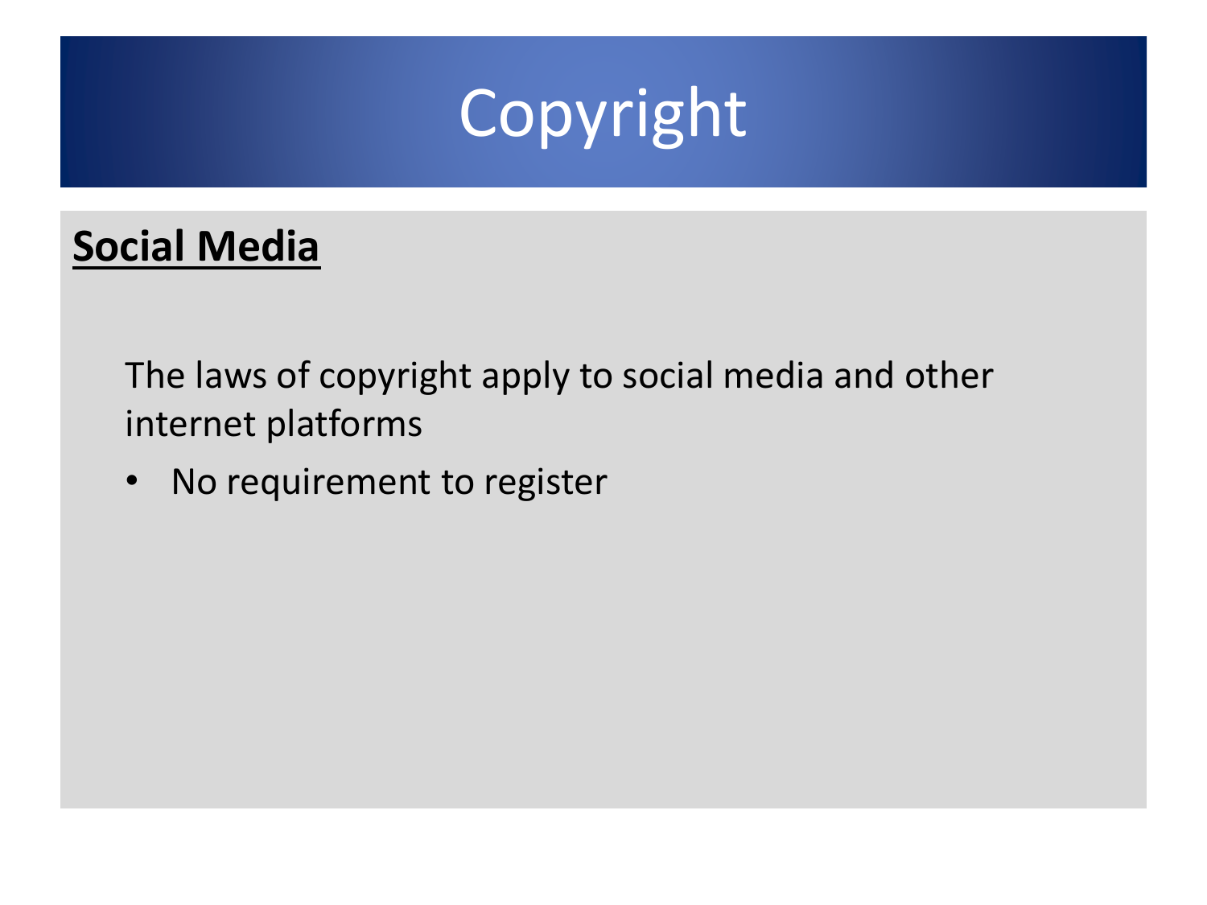# Copyright

**Social Media**

The laws of copyright apply to social media and other internet platforms

- No requirement to register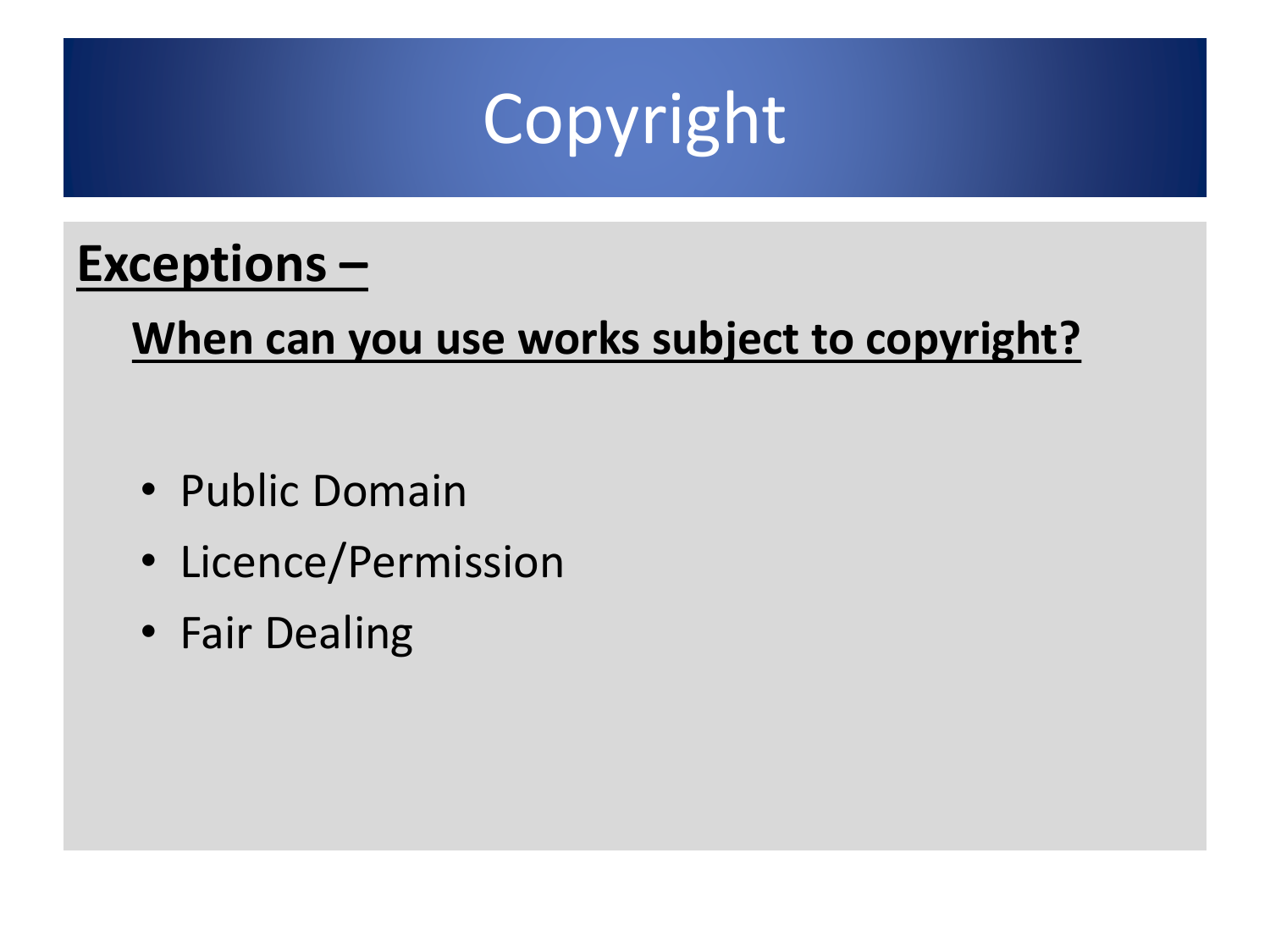# Copyright

**Exceptions –**

**When can you use works subject to copyright?**

- Public Domain
- Licence/Permission
- Fair Dealing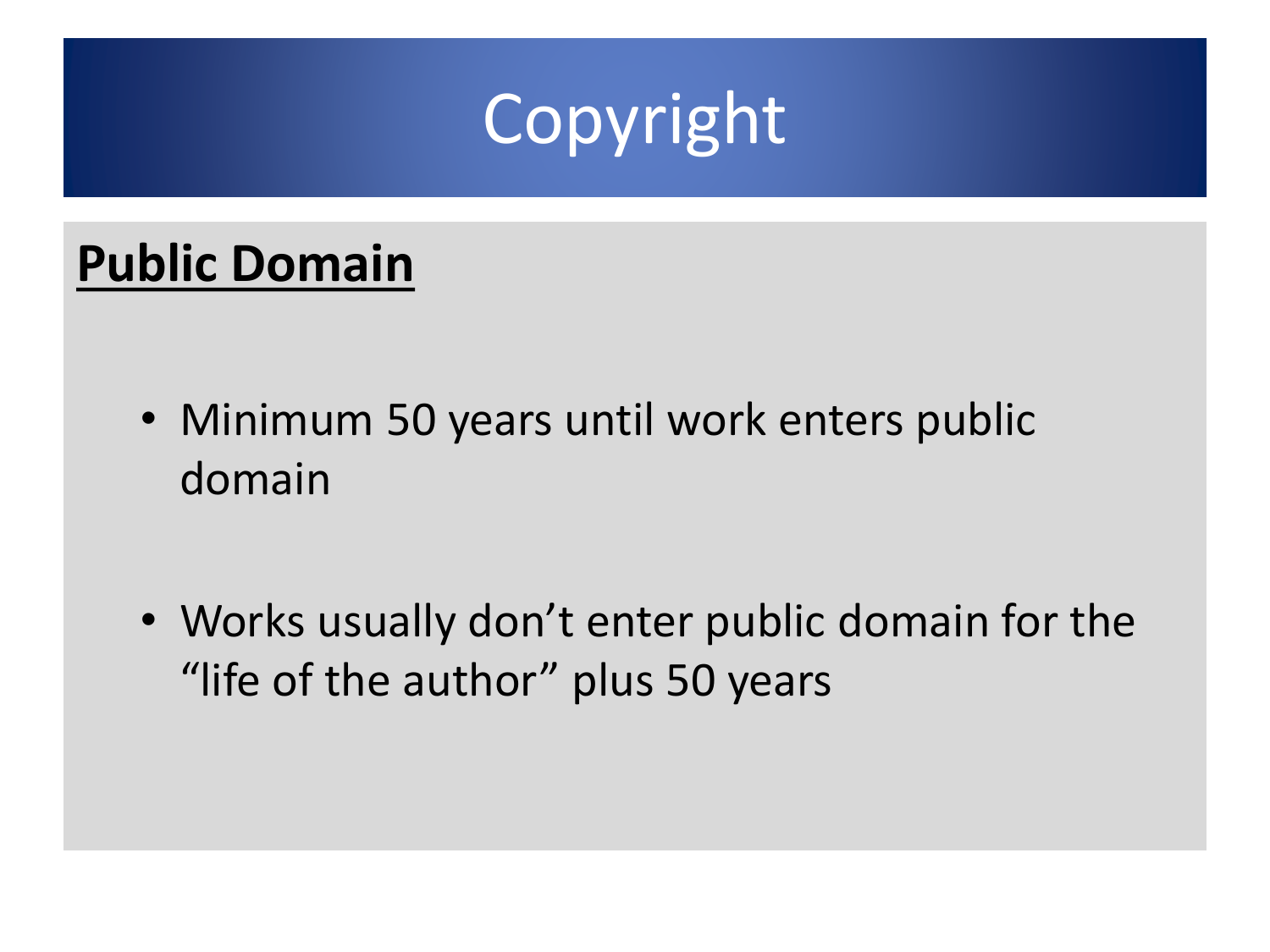# Copyright

## Public Domain

- Minimum 50 years until work enters public domain
- Works usually don't enter public domain for the "life of the author" plus 50 years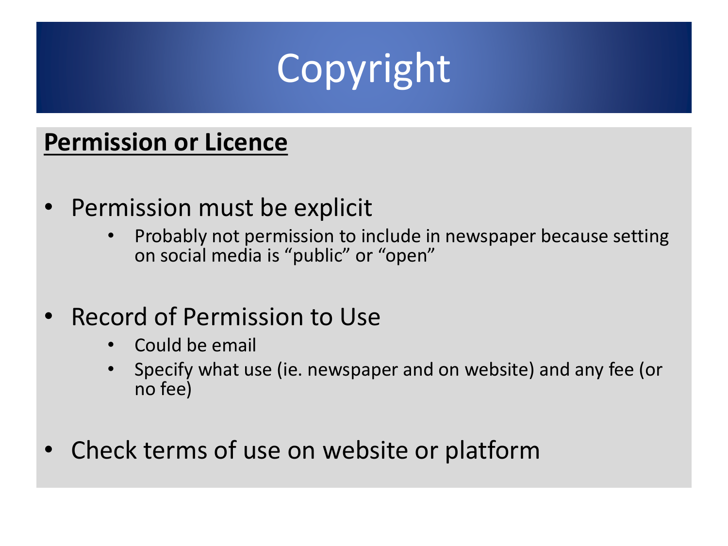# Copyright

**Permission or Licence**

- Permission must be explicit
  - Probably not permission to include in newspaper because setting on social media is “public” or “open”
- Record of Permission to Use
  - Could be email
  - Specify what use (ie. newspaper and on website) and any fee (or no fee)
- Check terms of use on website or platform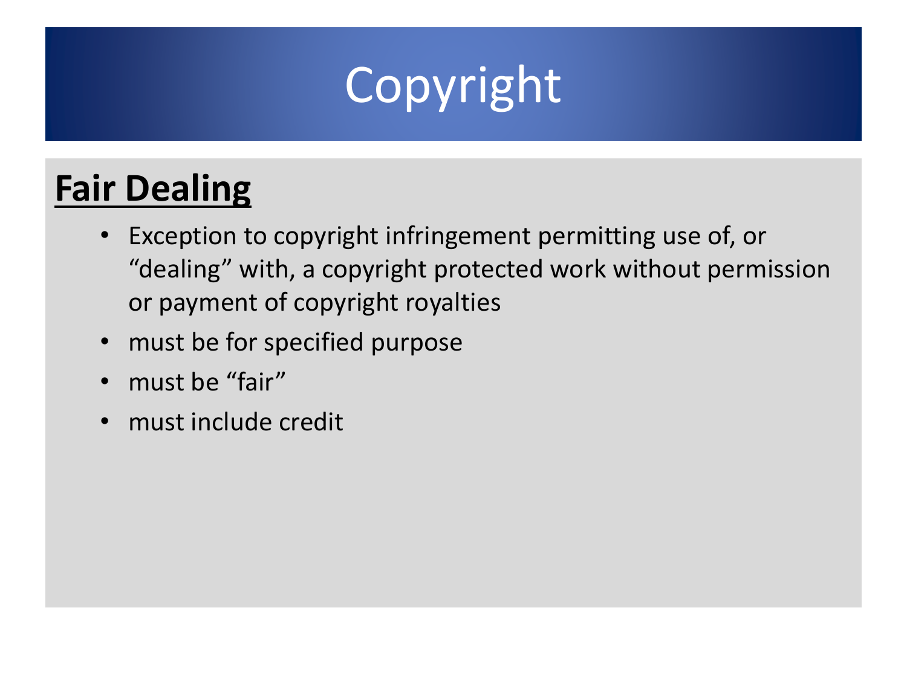# Copyright

## Fair Dealing

- Exception to copyright infringement permitting use of, or “dealing” with, a copyright protected work without permission or payment of copyright royalties
- must be for specified purpose
- must be “fair”
- must include credit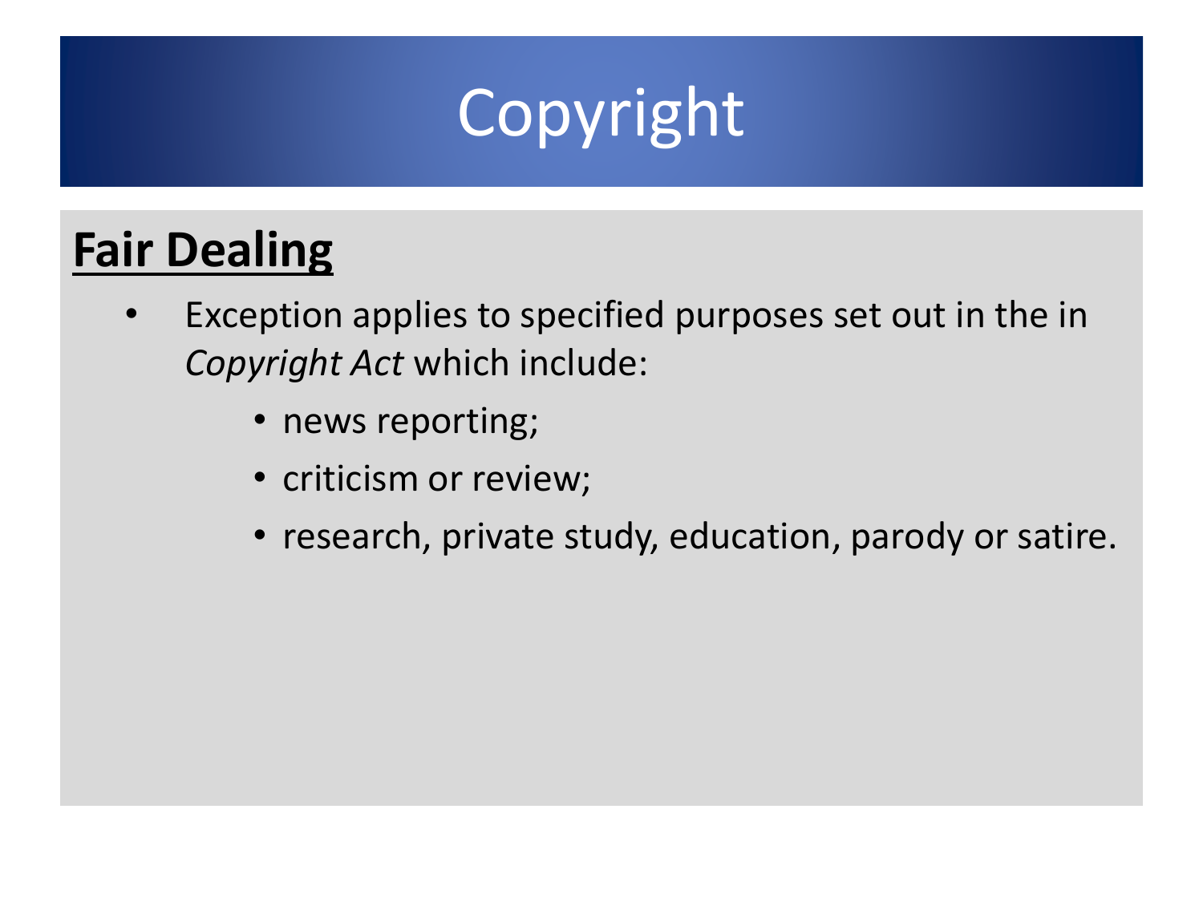# Copyright

## Fair Dealing

- Exception applies to specified purposes set out in the in *Copyright Act* which include:
  - news reporting;
  - criticism or review;
  - research, private study, education, parody or satire.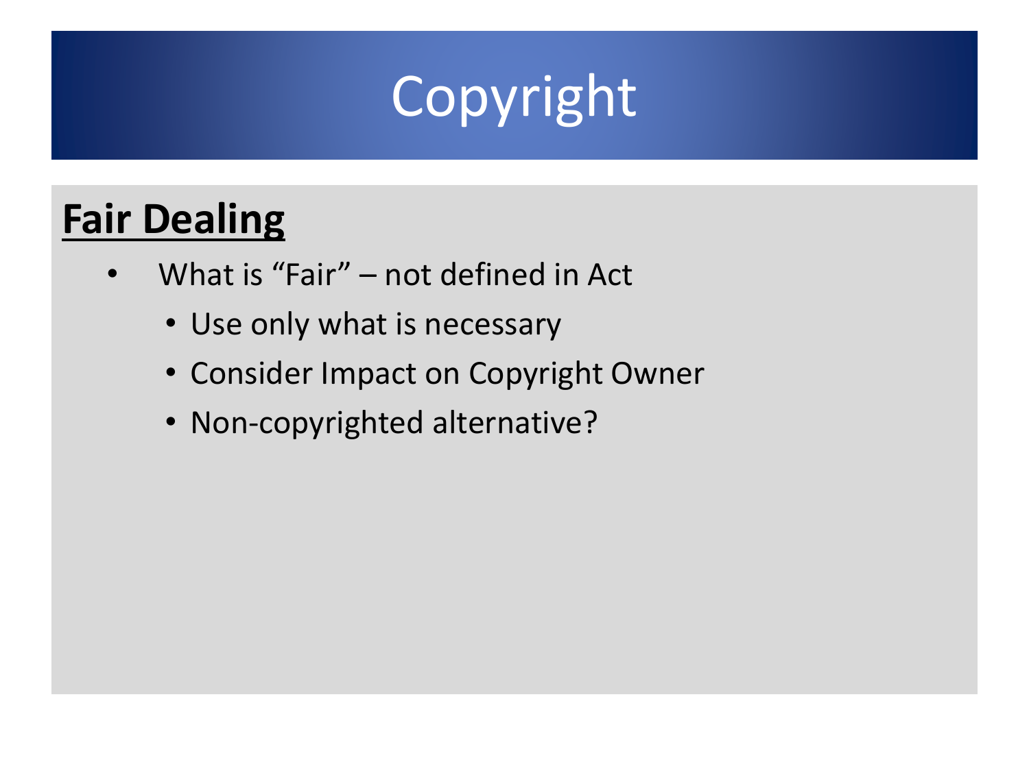# Copyright

**Fair Dealing**

- What is “Fair” – not defined in Act
  - Use only what is necessary
  - Consider Impact on Copyright Owner
  - Non-copyrighted alternative?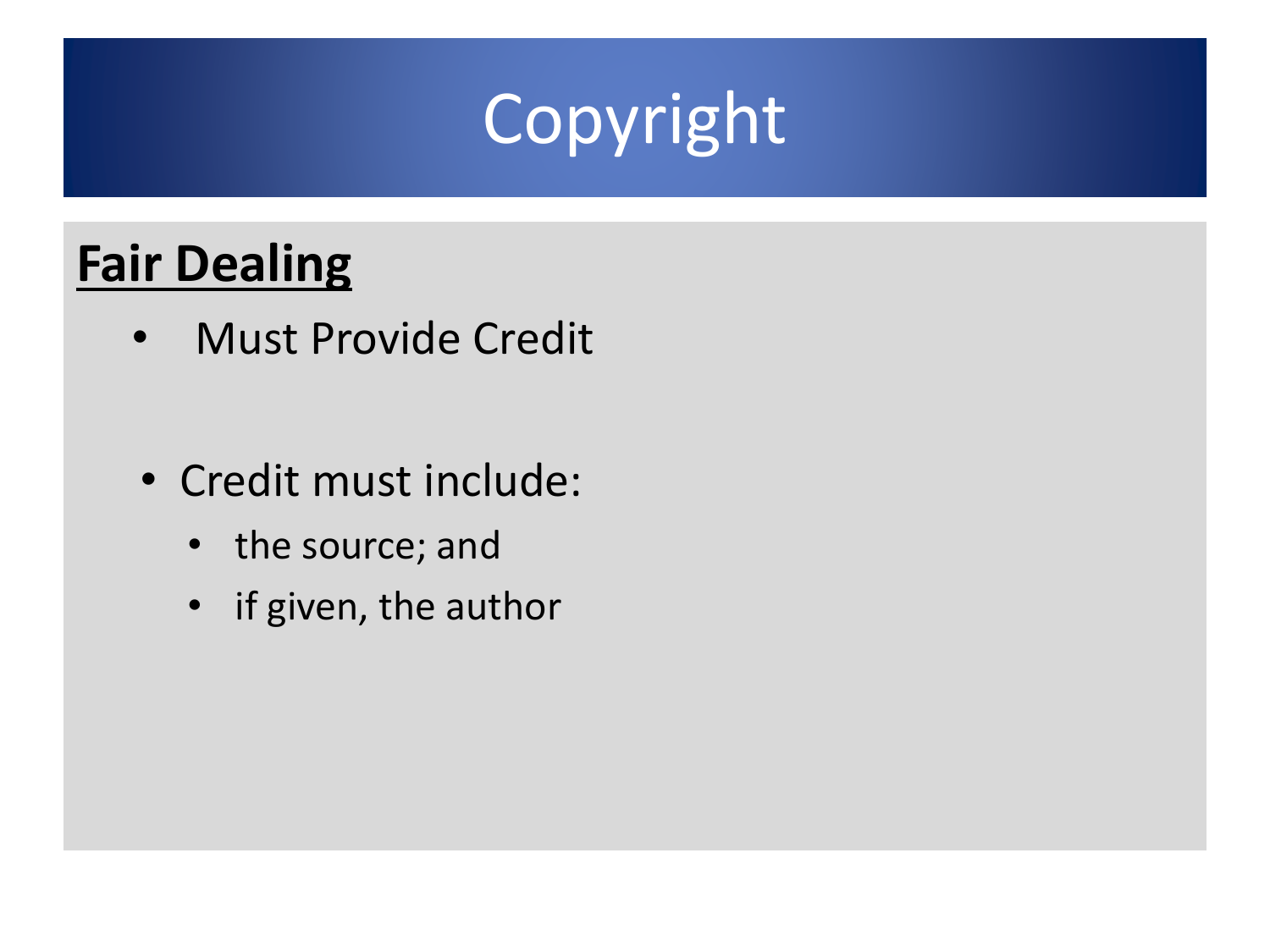# Copyright

## Fair Dealing

- Must Provide Credit

- Credit must include:
  - the source; and
  - if given, the author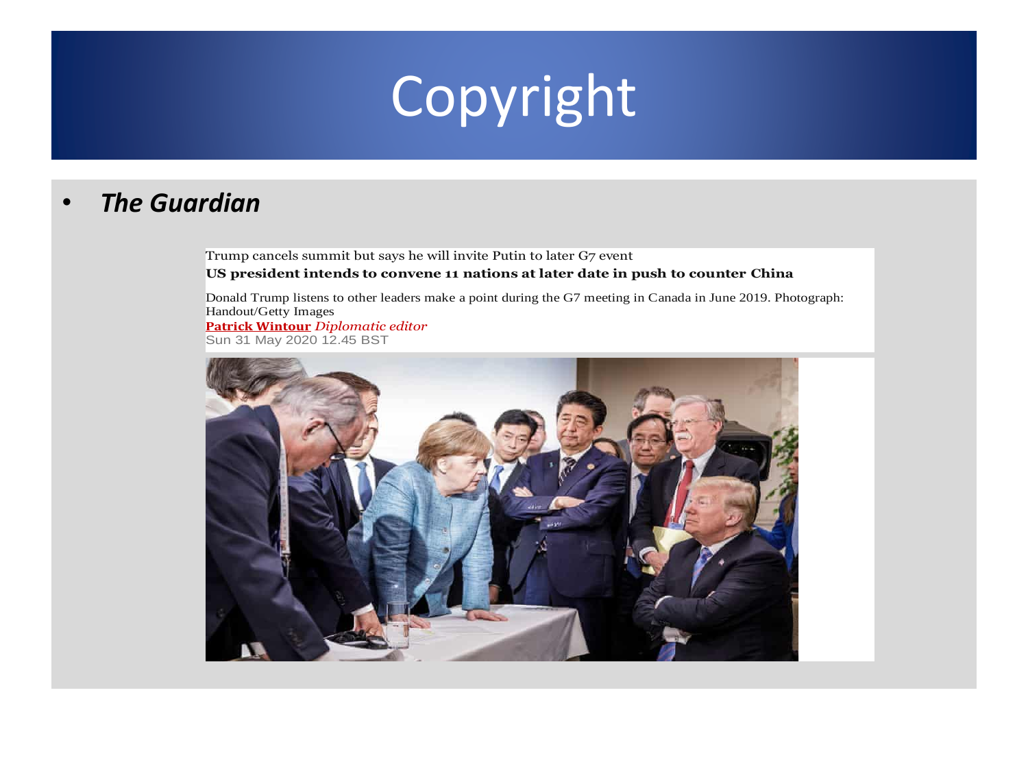# Copyright

- ***The Guardian***

Trump cancels summit but says he will invite Putin to later G7 event

**US president intends to convene 11 nations at later date in push to counter China**

Donald Trump listens to other leaders make a point during the G7 meeting in Canada in June 2019. Photograph: Handout/Getty Images

**Patrick Wintour** *Diplomatic editor*

Sun 31 May 2020 12.45 BST